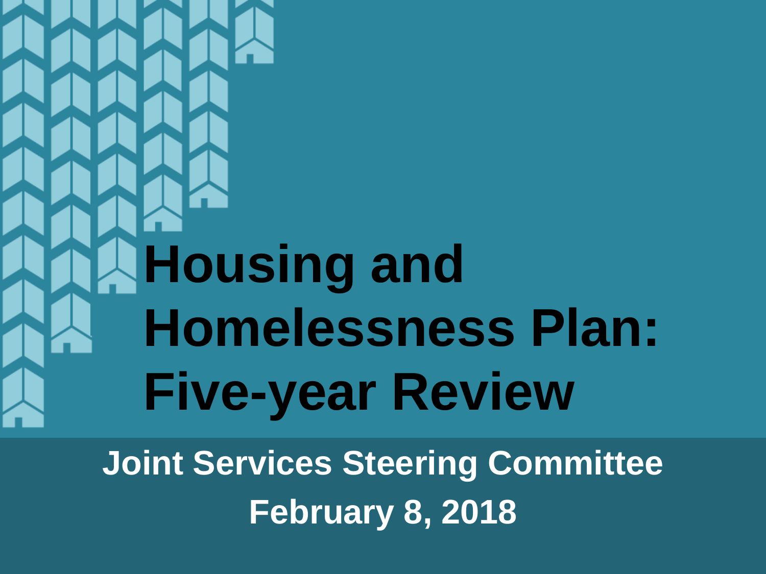# Housing and Homelessness Plan: Five-year Review

**Joint Services Steering Committee**

**February 8, 2018**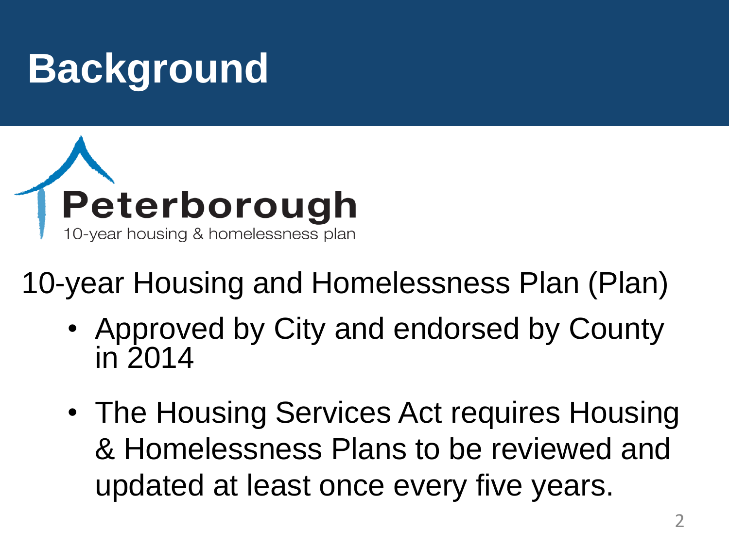# Background

Peterborough
10-year housing & homelessness plan

10-year Housing and Homelessness Plan (Plan)

- Approved by City and endorsed by County in 2014
- The Housing Services Act requires Housing & Homelessness Plans to be reviewed and updated at least once every five years.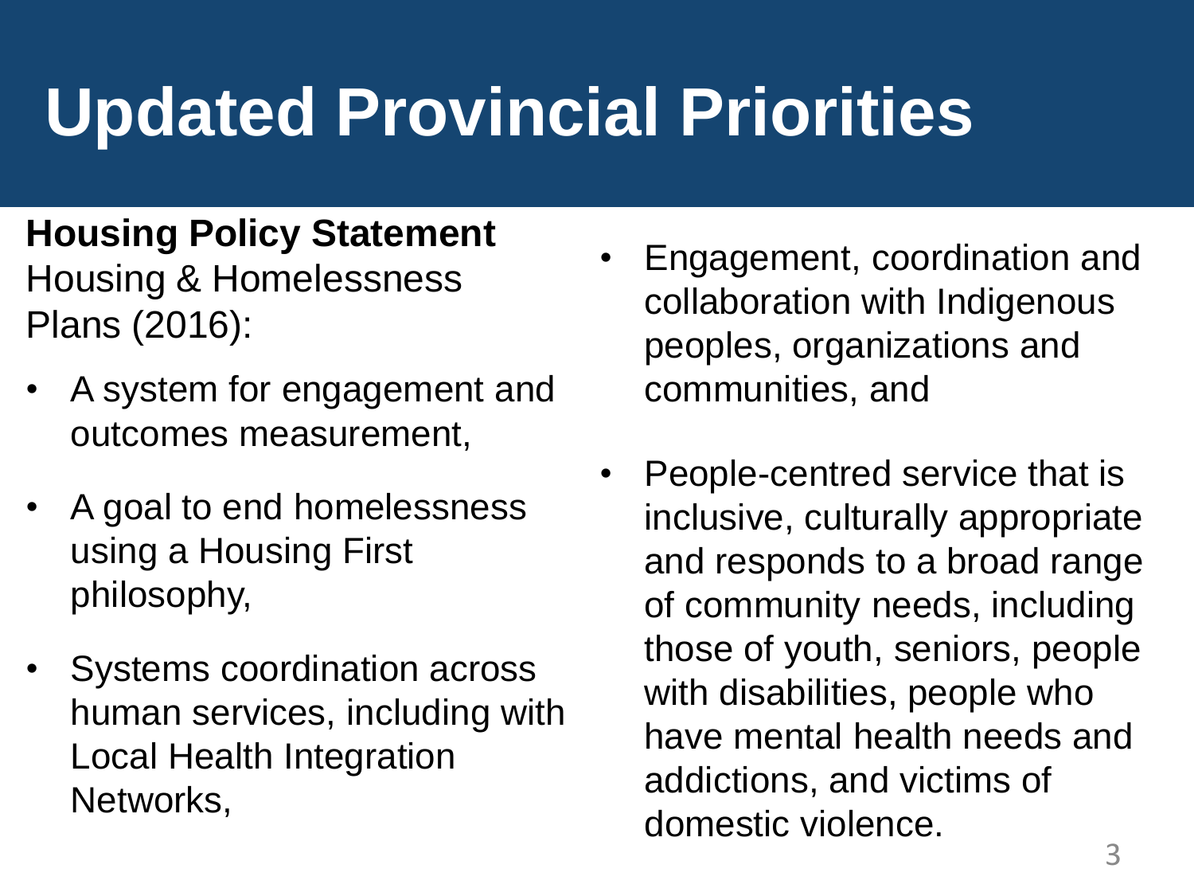# Updated Provincial Priorities

**Housing Policy Statement**
Housing & Homelessness Plans (2016):

- A system for engagement and outcomes measurement,
- A goal to end homelessness using a Housing First philosophy,
- Systems coordination across human services, including with Local Health Integration Networks,
- Engagement, coordination and collaboration with Indigenous peoples, organizations and communities, and
- People-centred service that is inclusive, culturally appropriate and responds to a broad range of community needs, including those of youth, seniors, people with disabilities, people who have mental health needs and addictions, and victims of domestic violence.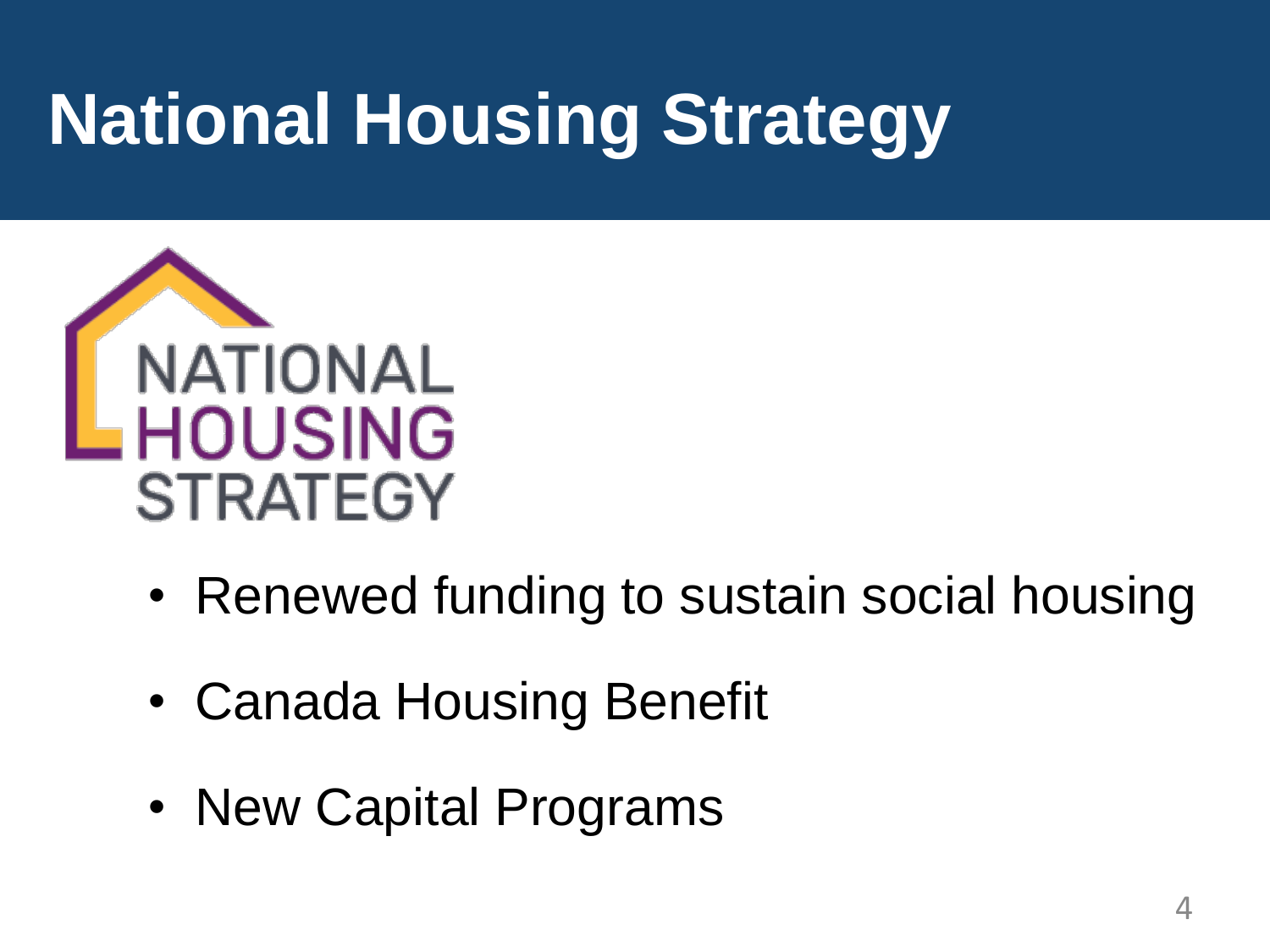# National Housing Strategy

NATIONAL HOUSING STRATEGY

- Renewed funding to sustain social housing
- Canada Housing Benefit
- New Capital Programs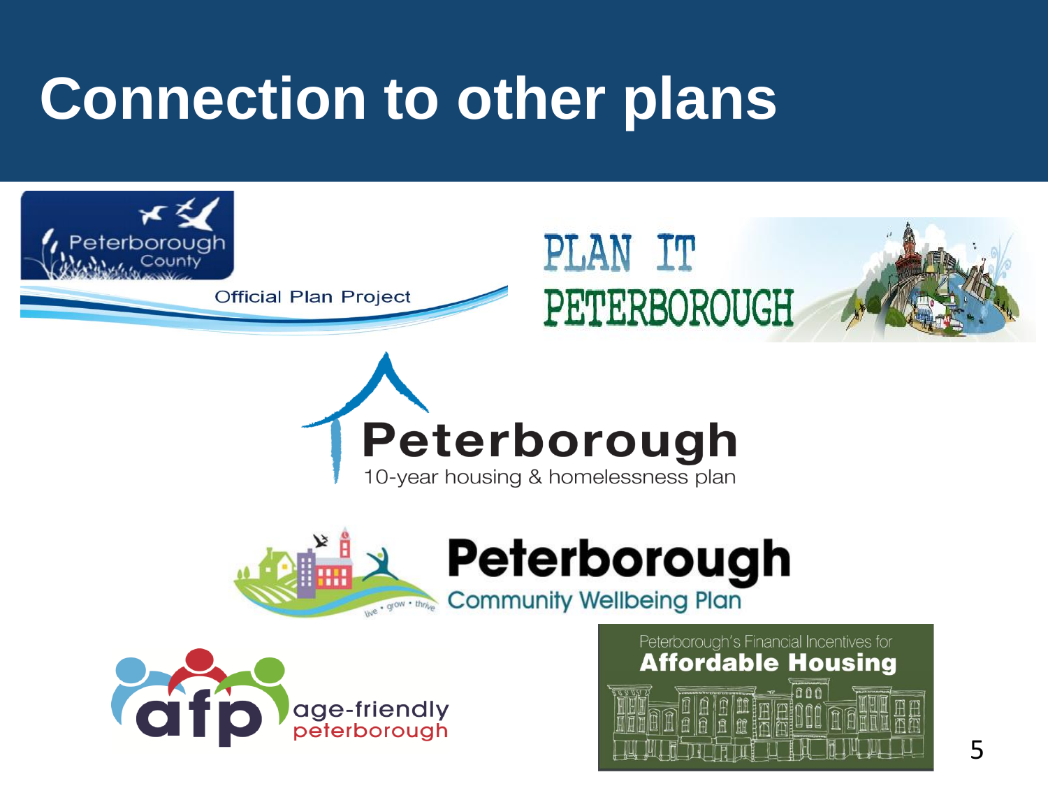# Connection to other plans

Peterborough County

Official Plan Project

PLAN IT PETERBOROUGH

Peterborough

10-year housing & homelessness plan

Peterborough

Community Wellbeing Plan

live • grow • thrive

afp age-friendly peterborough

Peterborough's Financial Incentives for

**Affordable Housing**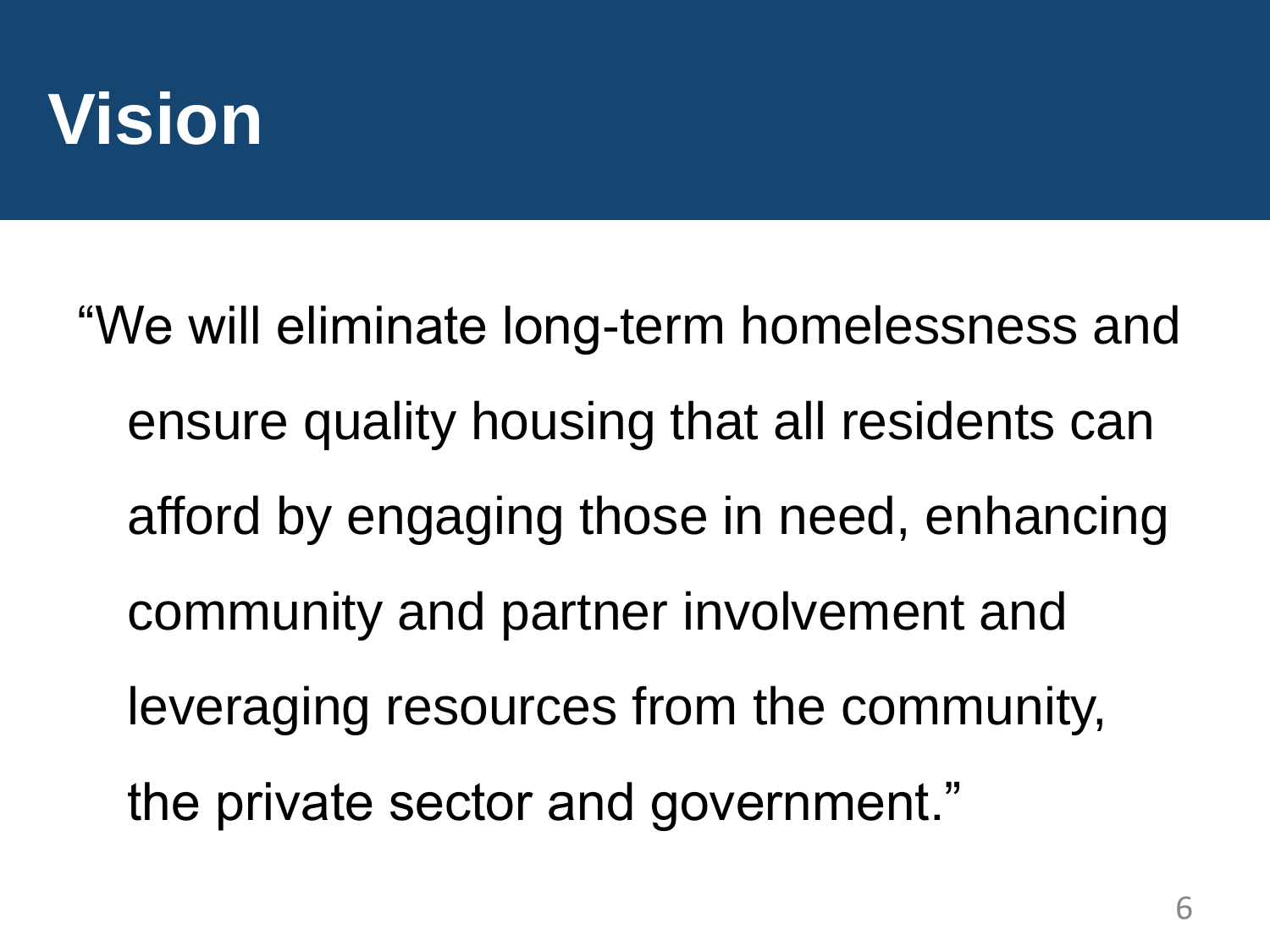# Vision

"We will eliminate long-term homelessness and ensure quality housing that all residents can afford by engaging those in need, enhancing community and partner involvement and leveraging resources from the community, the private sector and government."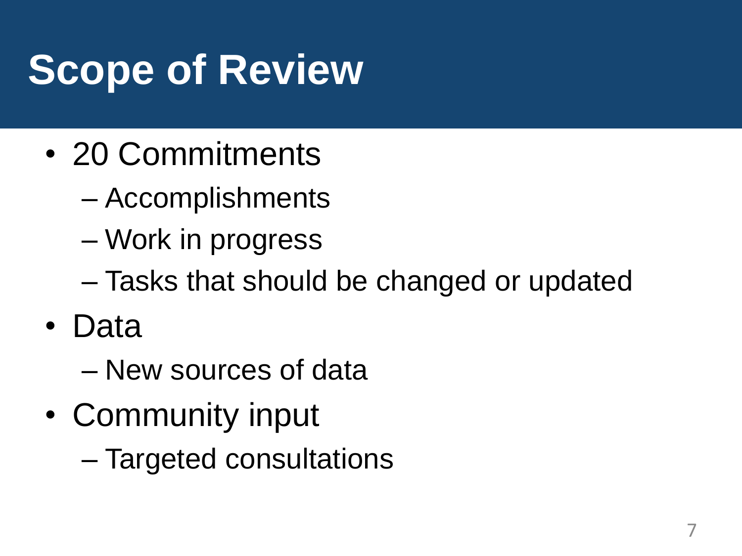# Scope of Review

- 20 Commitments
  - Accomplishments
  - Work in progress
  - Tasks that should be changed or updated
- Data
  - New sources of data
- Community input
  - Targeted consultations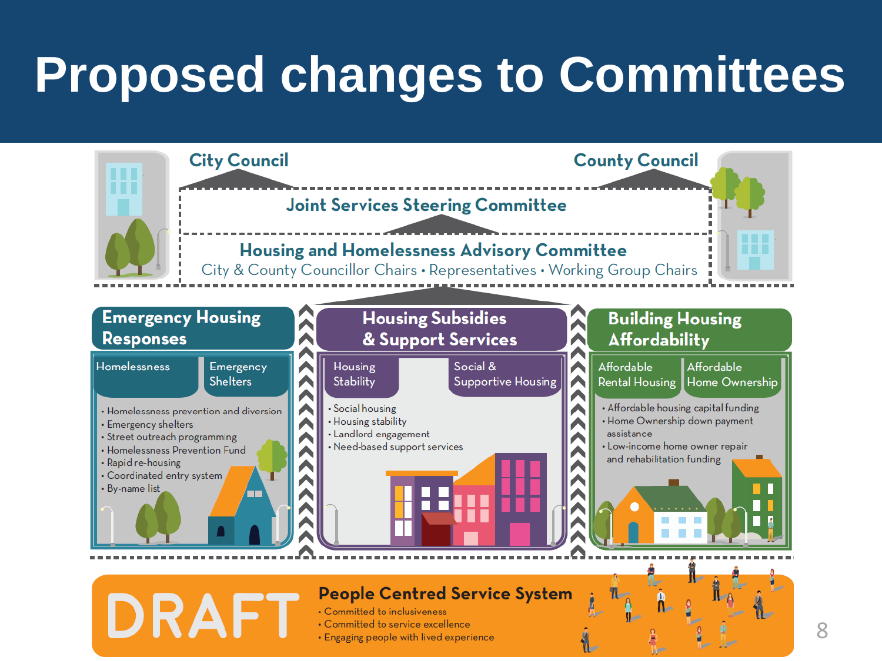# Proposed changes to Committees

**City Council** | **County Council**

## Joint Services Steering Committee

## Housing and Homelessness Advisory Committee

City & County Councillor Chairs • Representatives • Working Group Chairs

### Emergency Housing Responses

**Homelessness** | **Emergency Shelters**

- Homelessness prevention and diversion
- Emergency shelters
- Street outreach programming
- Homelessness Prevention Fund
- Rapid re-housing
- Coordinated entry system
- By-name list

### Housing Subsidies & Support Services

**Housing Stability** | **Social & Supportive Housing**

- Social housing
- Housing stability
- Landlord engagement
- Need-based support services

### Building Housing Affordability

**Affordable Rental Housing** | **Affordable Home Ownership**

- Affordable housing capital funding
- Home Ownership down payment assistance
- Low-income home owner repair and rehabilitation funding

DRAFT

### People Centred Service System

- Committed to inclusiveness
- Committed to service excellence
- Engaging people with lived experience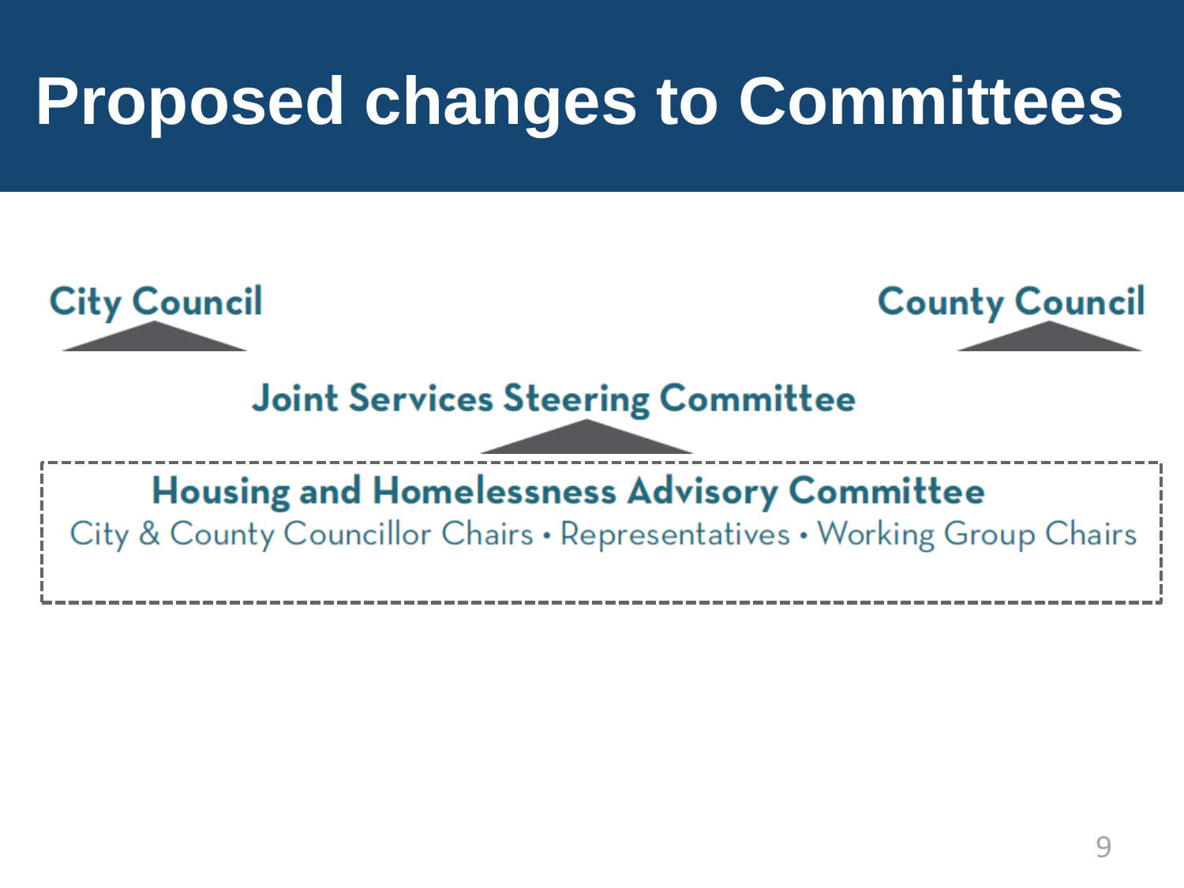# Proposed changes to Committees

City Council

County Council

Joint Services Steering Committee

Housing and Homelessness Advisory Committee

City & County Councillor Chairs • Representatives • Working Group Chairs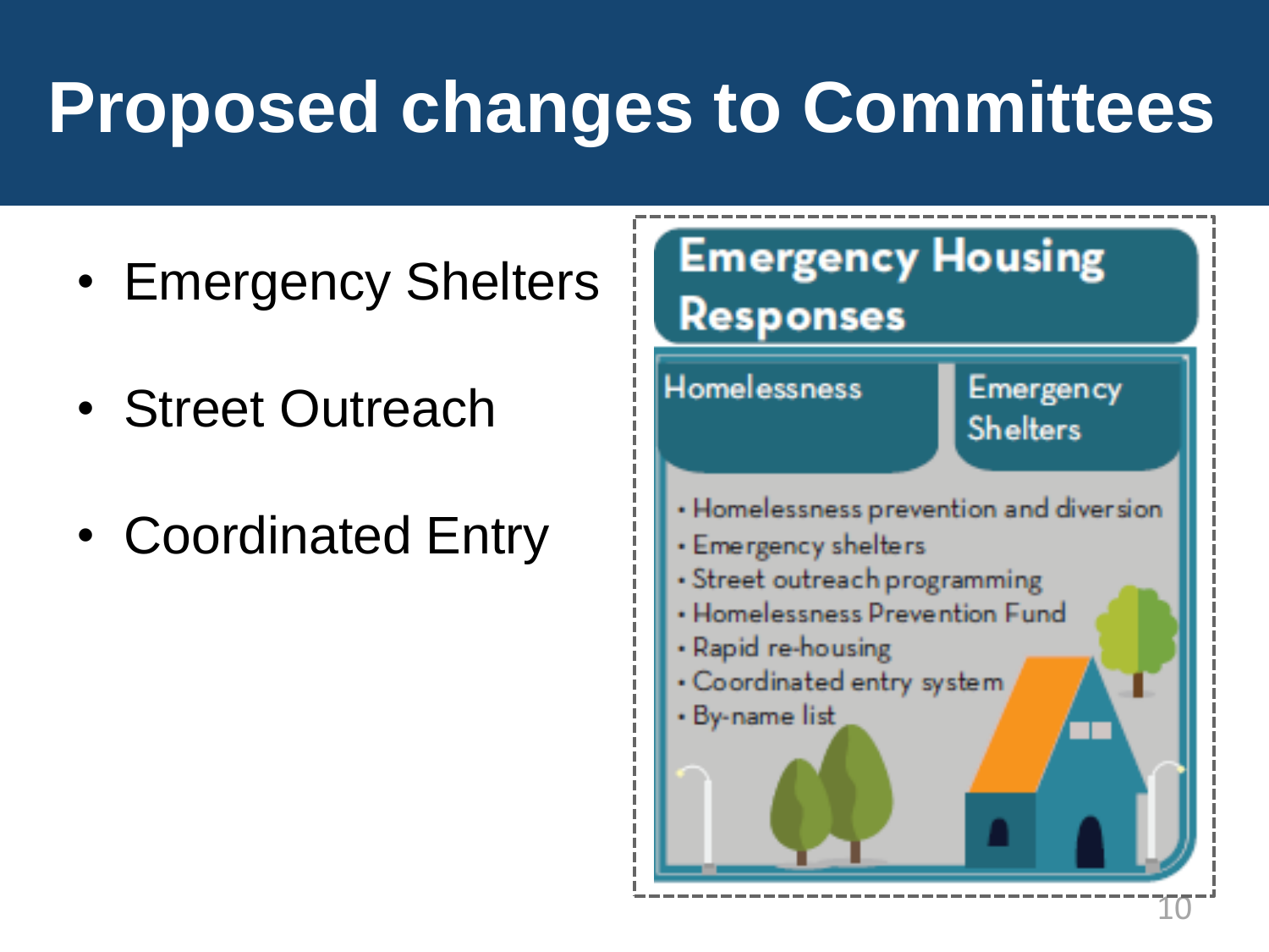# Proposed changes to Committees

- Emergency Shelters
- Street Outreach
- Coordinated Entry

**Emergency Housing Responses**

| Homelessness | Emergency Shelters |
|---|---|

- Homelessness prevention and diversion
- Emergency shelters
- Street outreach programming
- Homelessness Prevention Fund
- Rapid re-housing
- Coordinated entry system
- By-name list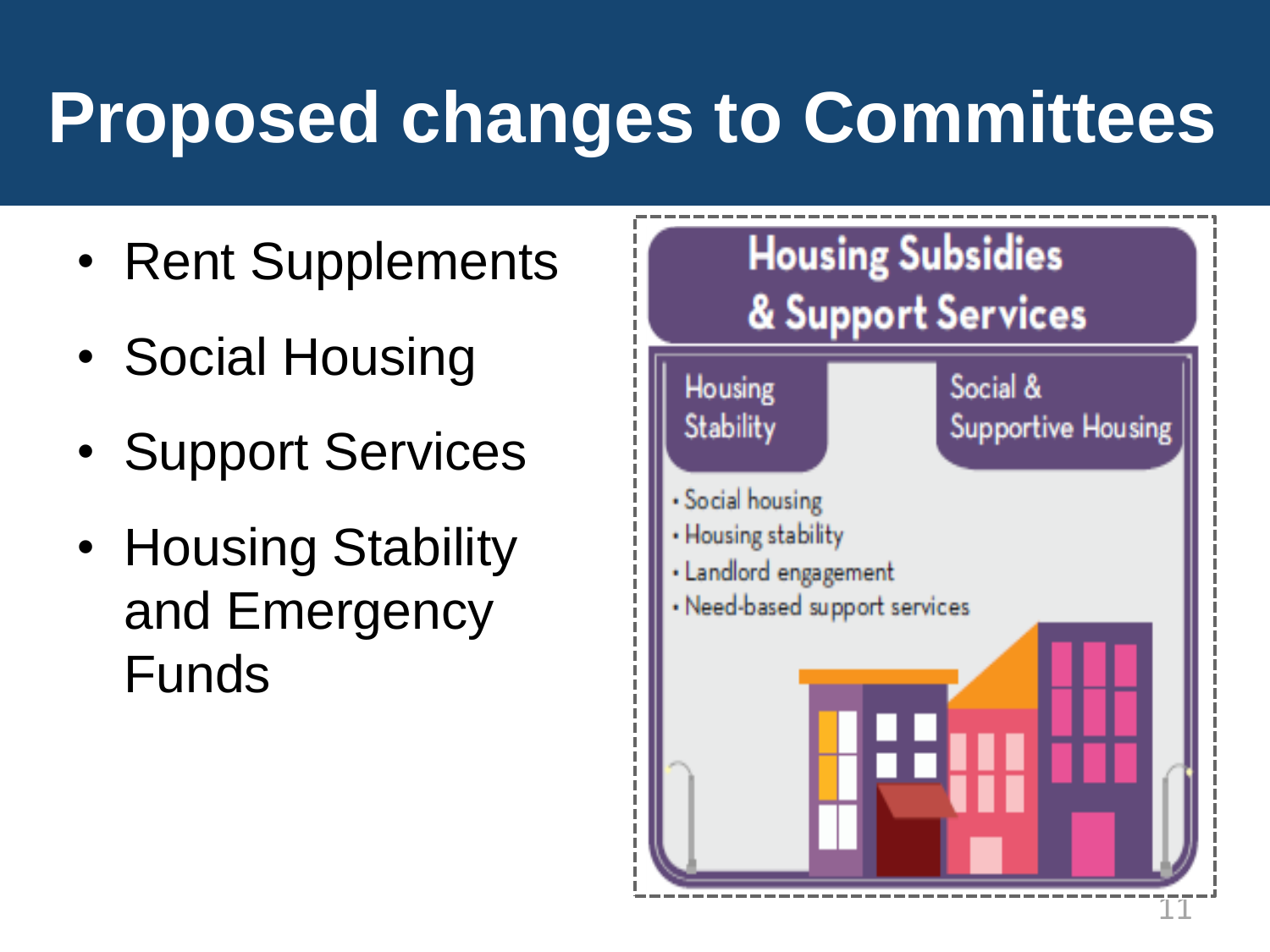# Proposed changes to Committees

- Rent Supplements
- Social Housing
- Support Services
- Housing Stability and Emergency Funds

**Housing Subsidies & Support Services**

Housing Stability | Social & Supportive Housing

- Social housing
- Housing stability
- Landlord engagement
- Need-based support services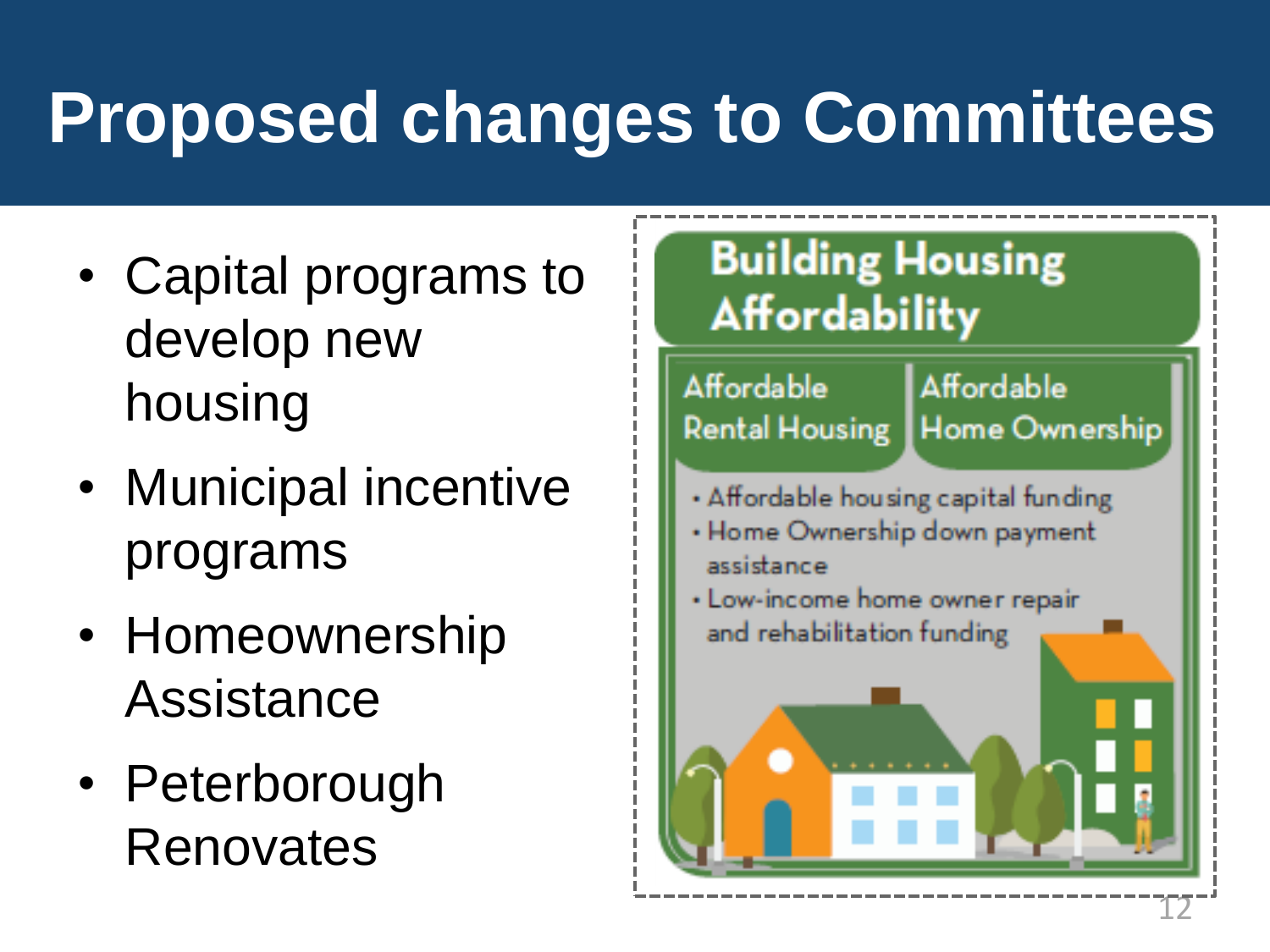# Proposed changes to Committees

- Capital programs to develop new housing
- Municipal incentive programs
- Homeownership Assistance
- Peterborough Renovates

**Building Housing Affordability**

| Affordable Rental Housing | Affordable Home Ownership |
| --- | --- |

- Affordable housing capital funding
- Home Ownership down payment assistance
- Low-income home owner repair and rehabilitation funding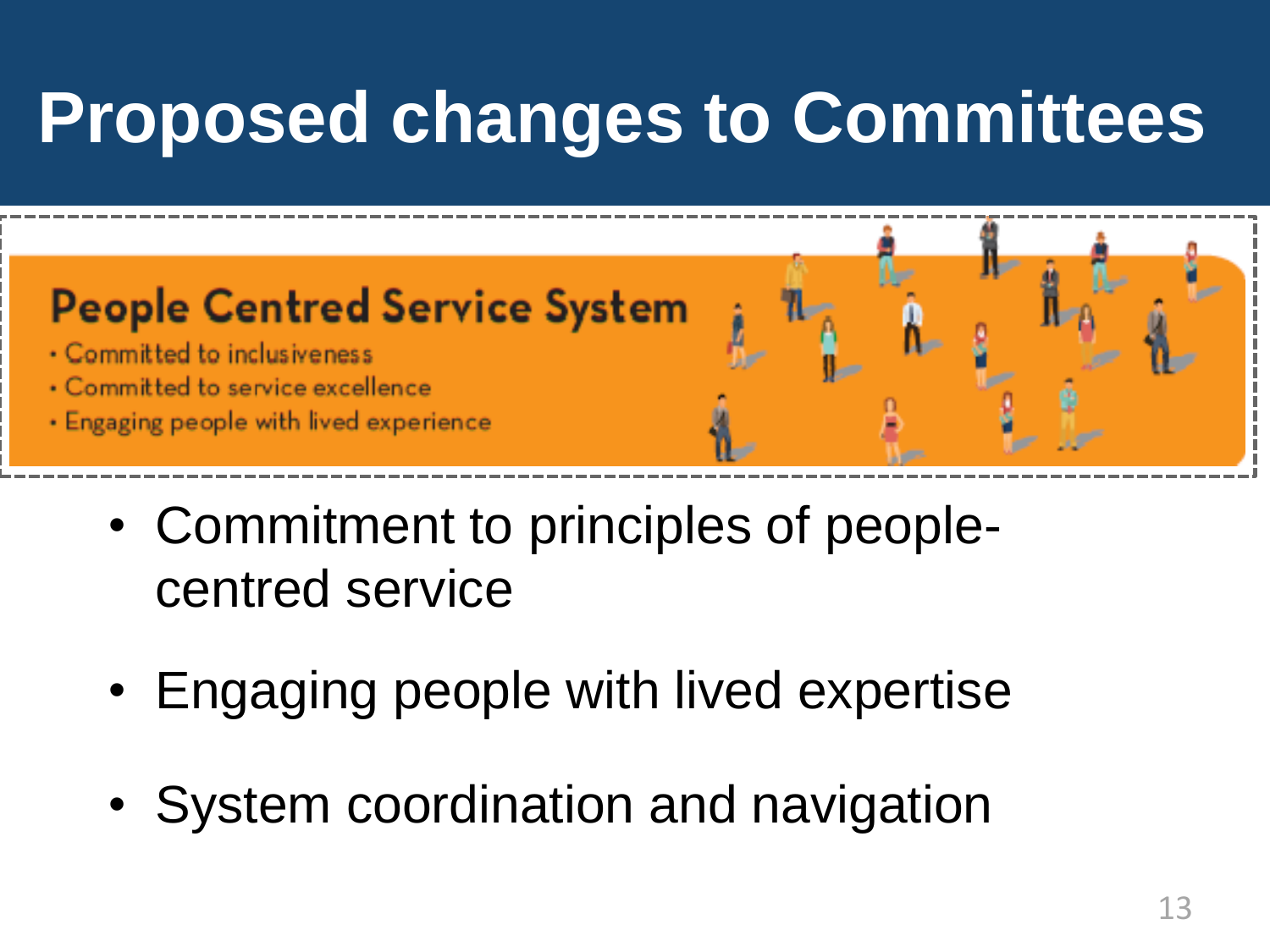# Proposed changes to Committees

**People Centred Service System**

- Committed to inclusiveness
- Committed to service excellence
- Engaging people with lived experience

- Commitment to principles of people-centred service
- Engaging people with lived expertise
- System coordination and navigation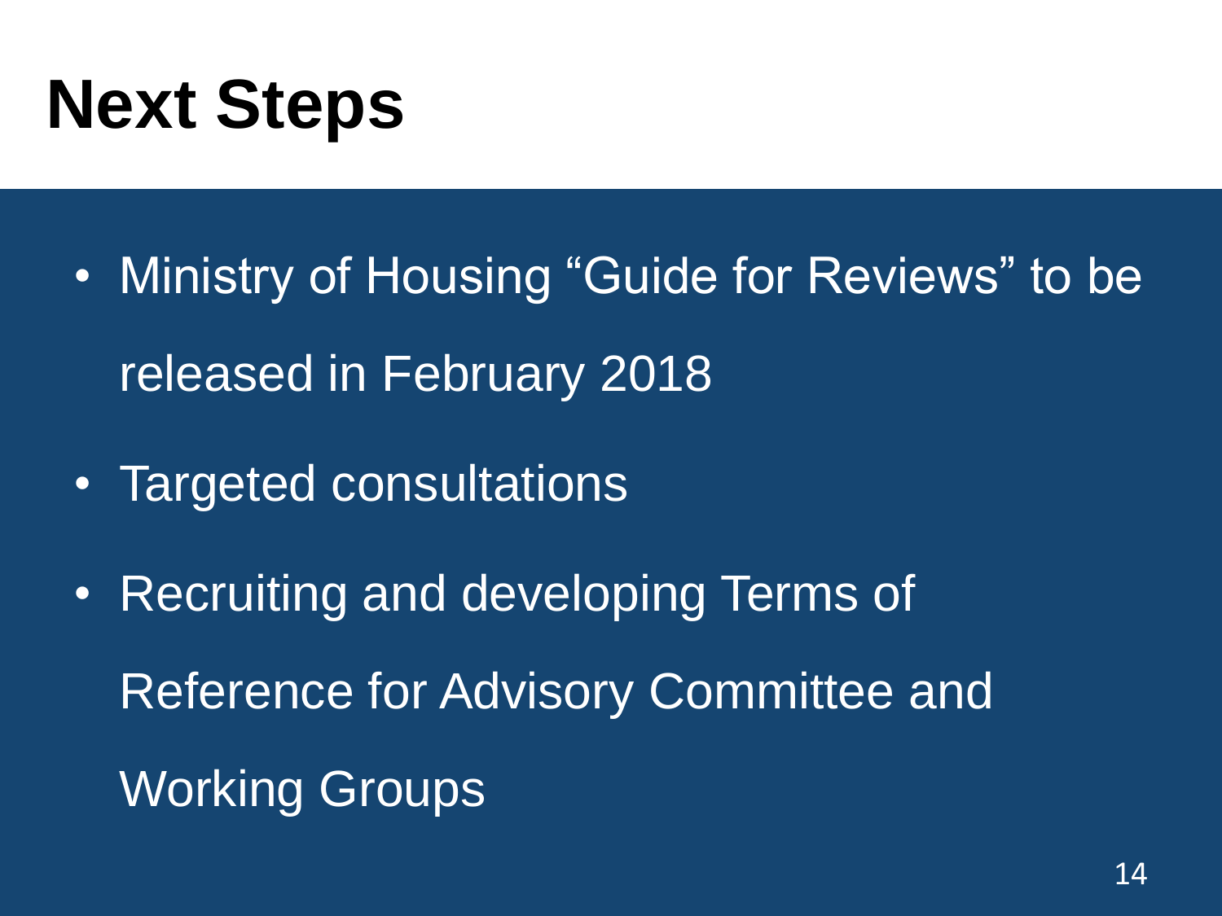# Next Steps

- Ministry of Housing "Guide for Reviews" to be released in February 2018
- Targeted consultations
- Recruiting and developing Terms of Reference for Advisory Committee and Working Groups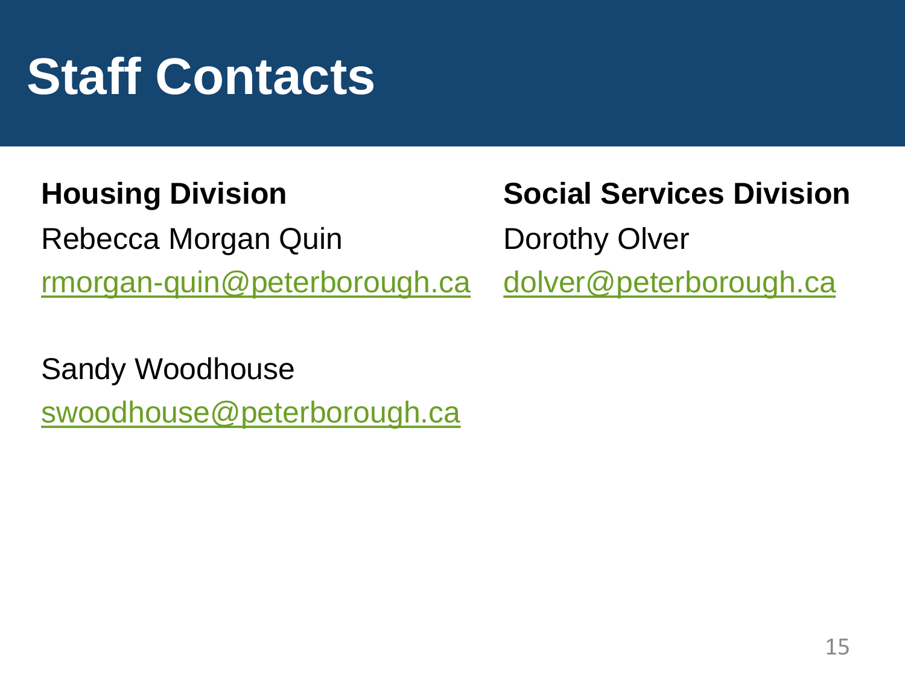# Staff Contacts

**Housing Division**

Rebecca Morgan Quin

rmorgan-quin@peterborough.ca

Sandy Woodhouse

swoodhouse@peterborough.ca

**Social Services Division**

Dorothy Olver

dolver@peterborough.ca